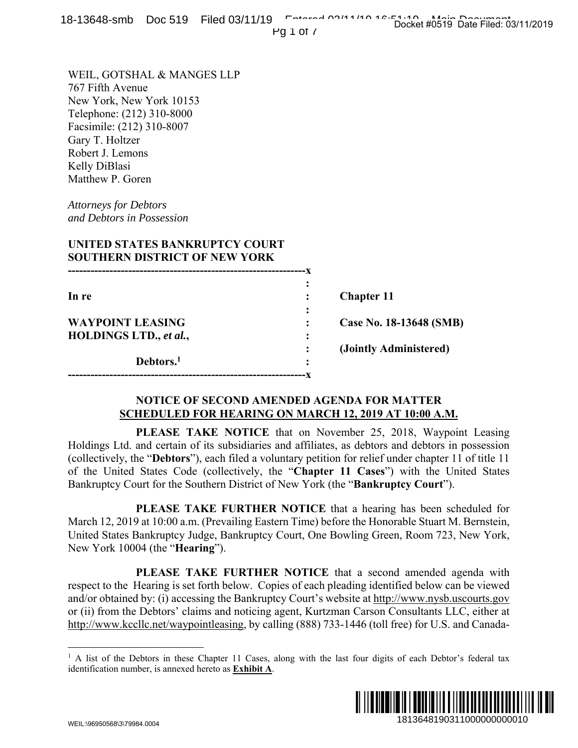WEIL, GOTSHAL & MANGES LLP
767 Fifth Avenue
New York, New York 10153
Telephone: (212) 310-8000
Facsimile: (212) 310-8007
Gary T. Holtzer
Robert J. Lemons
Kelly DiBlasi
Matthew P. Goren

*Attorneys for Debtors*
*and Debtors in Possession*

**UNITED STATES BANKRUPTCY COURT**
**SOUTHERN DISTRICT OF NEW YORK**

| | | |
|---|---|---|
| **In re** | : | **Chapter 11** |
| **WAYPOINT LEASING HOLDINGS LTD., *et al.*,** | : | **Case No. 18-13648 (SMB)** |
| | : | **(Jointly Administered)** |
| **Debtors.**[1] | : | |

## NOTICE OF SECOND AMENDED AGENDA FOR MATTER SCHEDULED FOR HEARING ON MARCH 12, 2019 AT 10:00 A.M.

**PLEASE TAKE NOTICE** that on November 25, 2018, Waypoint Leasing Holdings Ltd. and certain of its subsidiaries and affiliates, as debtors and debtors in possession (collectively, the "**Debtors**"), each filed a voluntary petition for relief under chapter 11 of title 11 of the United States Code (collectively, the "**Chapter 11 Cases**") with the United States Bankruptcy Court for the Southern District of New York (the "**Bankruptcy Court**").

**PLEASE TAKE FURTHER NOTICE** that a hearing has been scheduled for March 12, 2019 at 10:00 a.m. (Prevailing Eastern Time) before the Honorable Stuart M. Bernstein, United States Bankruptcy Judge, Bankruptcy Court, One Bowling Green, Room 723, New York, New York 10004 (the "**Hearing**").

**PLEASE TAKE FURTHER NOTICE** that a second amended agenda with respect to the Hearing is set forth below. Copies of each pleading identified below can be viewed and/or obtained by: (i) accessing the Bankruptcy Court's website at http://www.nysb.uscourts.gov or (ii) from the Debtors' claims and noticing agent, Kurtzman Carson Consultants LLC, either at http://www.kccllc.net/waypointleasing, by calling (888) 733-1446 (toll free) for U.S. and Canada-

[1] A list of the Debtors in these Chapter 11 Cases, along with the last four digits of each Debtor's federal tax identification number, is annexed hereto as **Exhibit A**.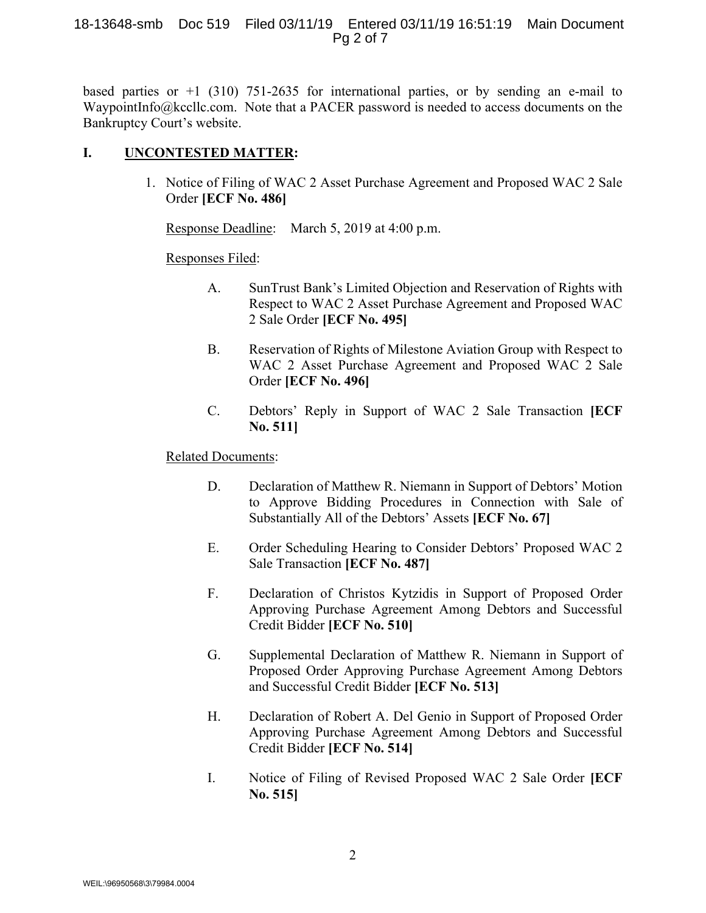based parties or +1 (310) 751-2635 for international parties, or by sending an e-mail to WaypointInfo@kccllc.com. Note that a PACER password is needed to access documents on the Bankruptcy Court's website.

## I. UNCONTESTED MATTER:

1. Notice of Filing of WAC 2 Asset Purchase Agreement and Proposed WAC 2 Sale Order **[ECF No. 486]**

   Response Deadline: March 5, 2019 at 4:00 p.m.

   Responses Filed:

   A. SunTrust Bank's Limited Objection and Reservation of Rights with Respect to WAC 2 Asset Purchase Agreement and Proposed WAC 2 Sale Order **[ECF No. 495]**

   B. Reservation of Rights of Milestone Aviation Group with Respect to WAC 2 Asset Purchase Agreement and Proposed WAC 2 Sale Order **[ECF No. 496]**

   C. Debtors' Reply in Support of WAC 2 Sale Transaction **[ECF No. 511]**

   Related Documents:

   D. Declaration of Matthew R. Niemann in Support of Debtors' Motion to Approve Bidding Procedures in Connection with Sale of Substantially All of the Debtors' Assets **[ECF No. 67]**

   E. Order Scheduling Hearing to Consider Debtors' Proposed WAC 2 Sale Transaction **[ECF No. 487]**

   F. Declaration of Christos Kytzidis in Support of Proposed Order Approving Purchase Agreement Among Debtors and Successful Credit Bidder **[ECF No. 510]**

   G. Supplemental Declaration of Matthew R. Niemann in Support of Proposed Order Approving Purchase Agreement Among Debtors and Successful Credit Bidder **[ECF No. 513]**

   H. Declaration of Robert A. Del Genio in Support of Proposed Order Approving Purchase Agreement Among Debtors and Successful Credit Bidder **[ECF No. 514]**

   I. Notice of Filing of Revised Proposed WAC 2 Sale Order **[ECF No. 515]**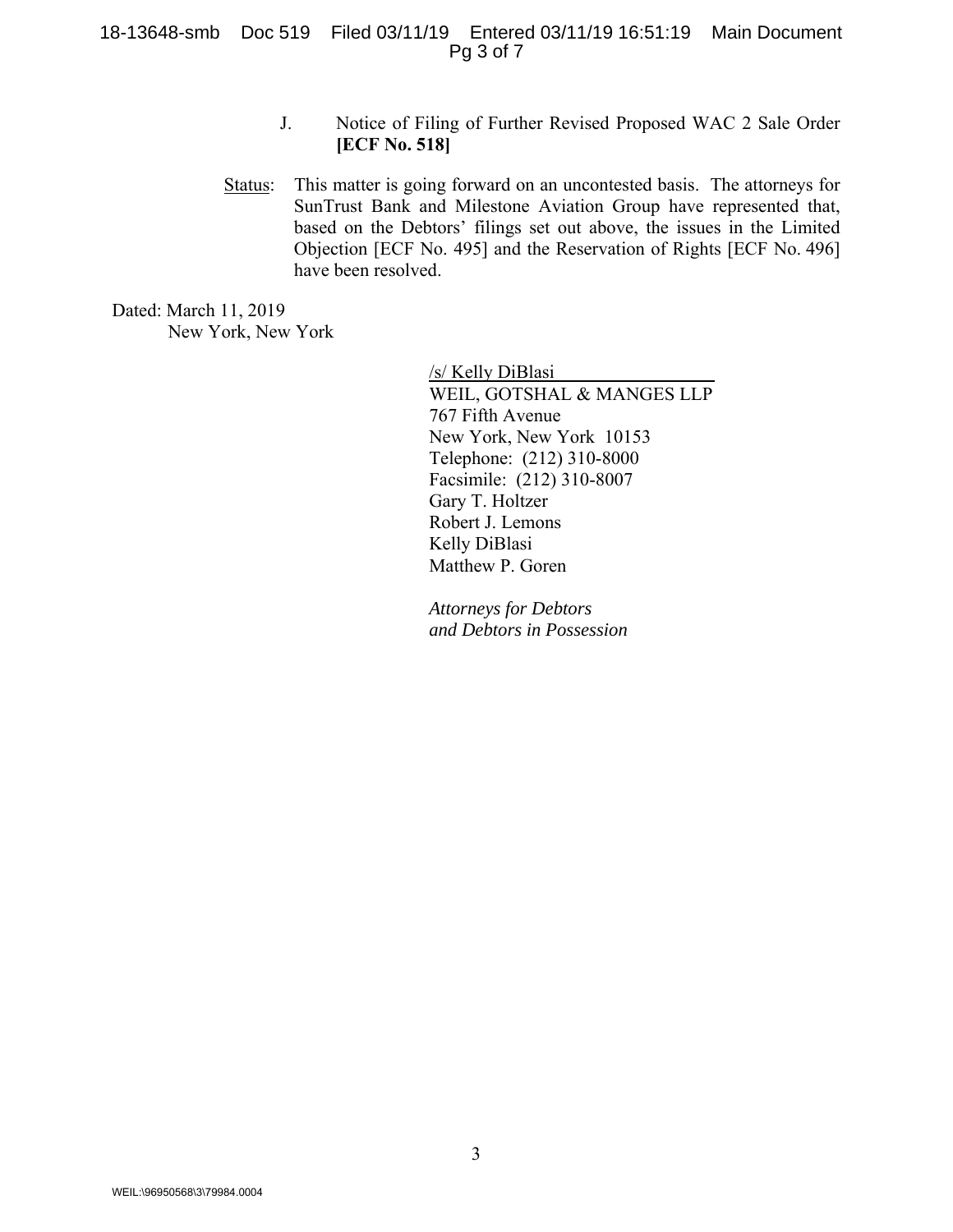J. Notice of Filing of Further Revised Proposed WAC 2 Sale Order **[ECF No. 518]**

Status: This matter is going forward on an uncontested basis. The attorneys for SunTrust Bank and Milestone Aviation Group have represented that, based on the Debtors' filings set out above, the issues in the Limited Objection [ECF No. 495] and the Reservation of Rights [ECF No. 496] have been resolved.

Dated: March 11, 2019
New York, New York

/s/ Kelly DiBlasi
WEIL, GOTSHAL & MANGES LLP
767 Fifth Avenue
New York, New York 10153
Telephone: (212) 310-8000
Facsimile: (212) 310-8007
Gary T. Holtzer
Robert J. Lemons
Kelly DiBlasi
Matthew P. Goren

*Attorneys for Debtors and Debtors in Possession*

WEIL:\96950568\3\79984.0004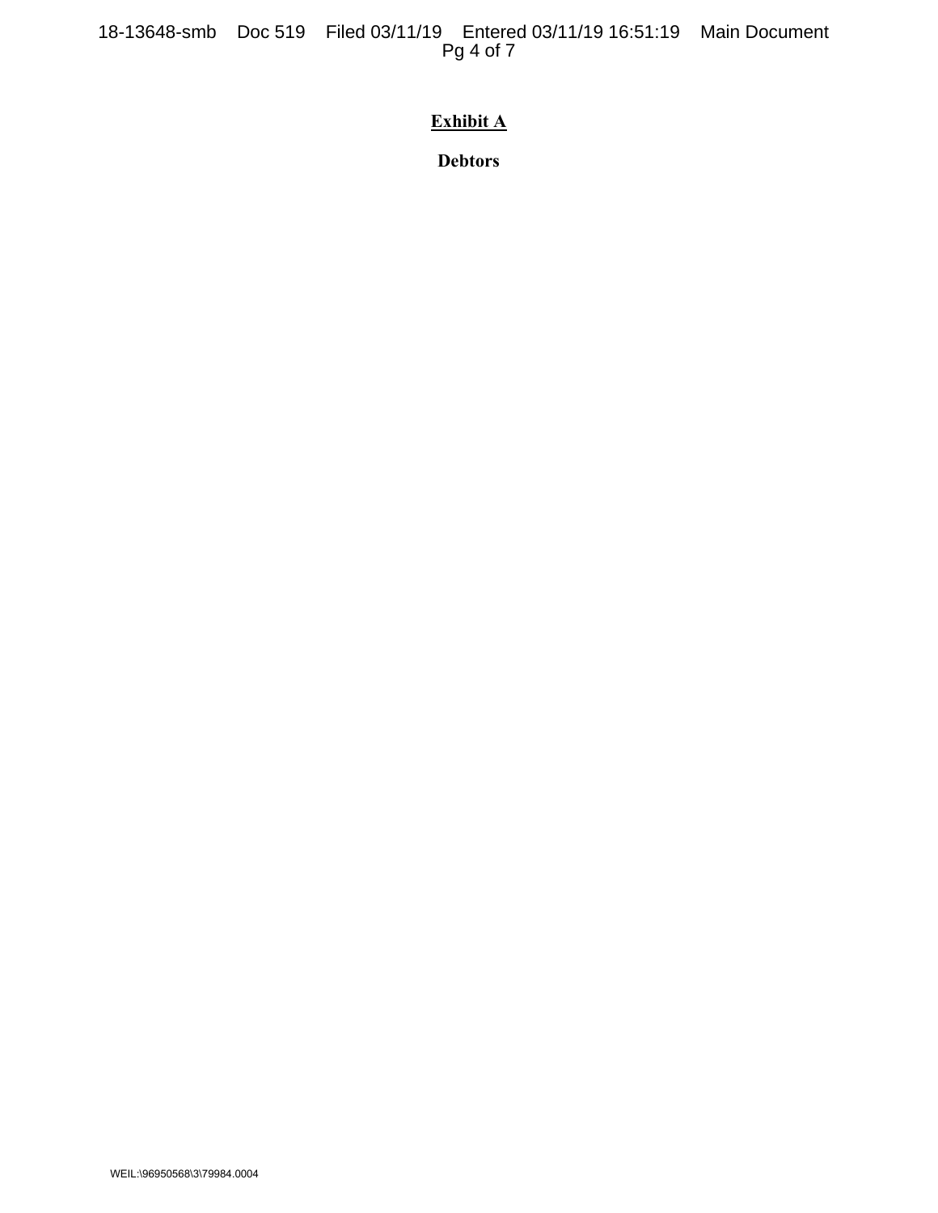**<u>Exhibit A</u>**

**Debtors**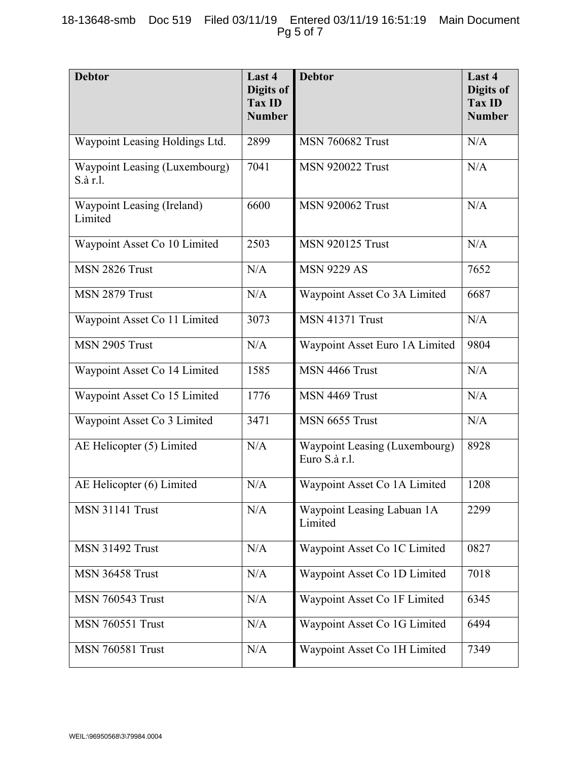| Debtor | Last 4 Digits of Tax ID Number | Debtor | Last 4 Digits of Tax ID Number |
|---|---|---|---|
| Waypoint Leasing Holdings Ltd. | 2899 | MSN 760682 Trust | N/A |
| Waypoint Leasing (Luxembourg) S.à r.l. | 7041 | MSN 920022 Trust | N/A |
| Waypoint Leasing (Ireland) Limited | 6600 | MSN 920062 Trust | N/A |
| Waypoint Asset Co 10 Limited | 2503 | MSN 920125 Trust | N/A |
| MSN 2826 Trust | N/A | MSN 9229 AS | 7652 |
| MSN 2879 Trust | N/A | Waypoint Asset Co 3A Limited | 6687 |
| Waypoint Asset Co 11 Limited | 3073 | MSN 41371 Trust | N/A |
| MSN 2905 Trust | N/A | Waypoint Asset Euro 1A Limited | 9804 |
| Waypoint Asset Co 14 Limited | 1585 | MSN 4466 Trust | N/A |
| Waypoint Asset Co 15 Limited | 1776 | MSN 4469 Trust | N/A |
| Waypoint Asset Co 3 Limited | 3471 | MSN 6655 Trust | N/A |
| AE Helicopter (5) Limited | N/A | Waypoint Leasing (Luxembourg) Euro S.à r.l. | 8928 |
| AE Helicopter (6) Limited | N/A | Waypoint Asset Co 1A Limited | 1208 |
| MSN 31141 Trust | N/A | Waypoint Leasing Labuan 1A Limited | 2299 |
| MSN 31492 Trust | N/A | Waypoint Asset Co 1C Limited | 0827 |
| MSN 36458 Trust | N/A | Waypoint Asset Co 1D Limited | 7018 |
| MSN 760543 Trust | N/A | Waypoint Asset Co 1F Limited | 6345 |
| MSN 760551 Trust | N/A | Waypoint Asset Co 1G Limited | 6494 |
| MSN 760581 Trust | N/A | Waypoint Asset Co 1H Limited | 7349 |

WEIL:\96950568\3\79984.0004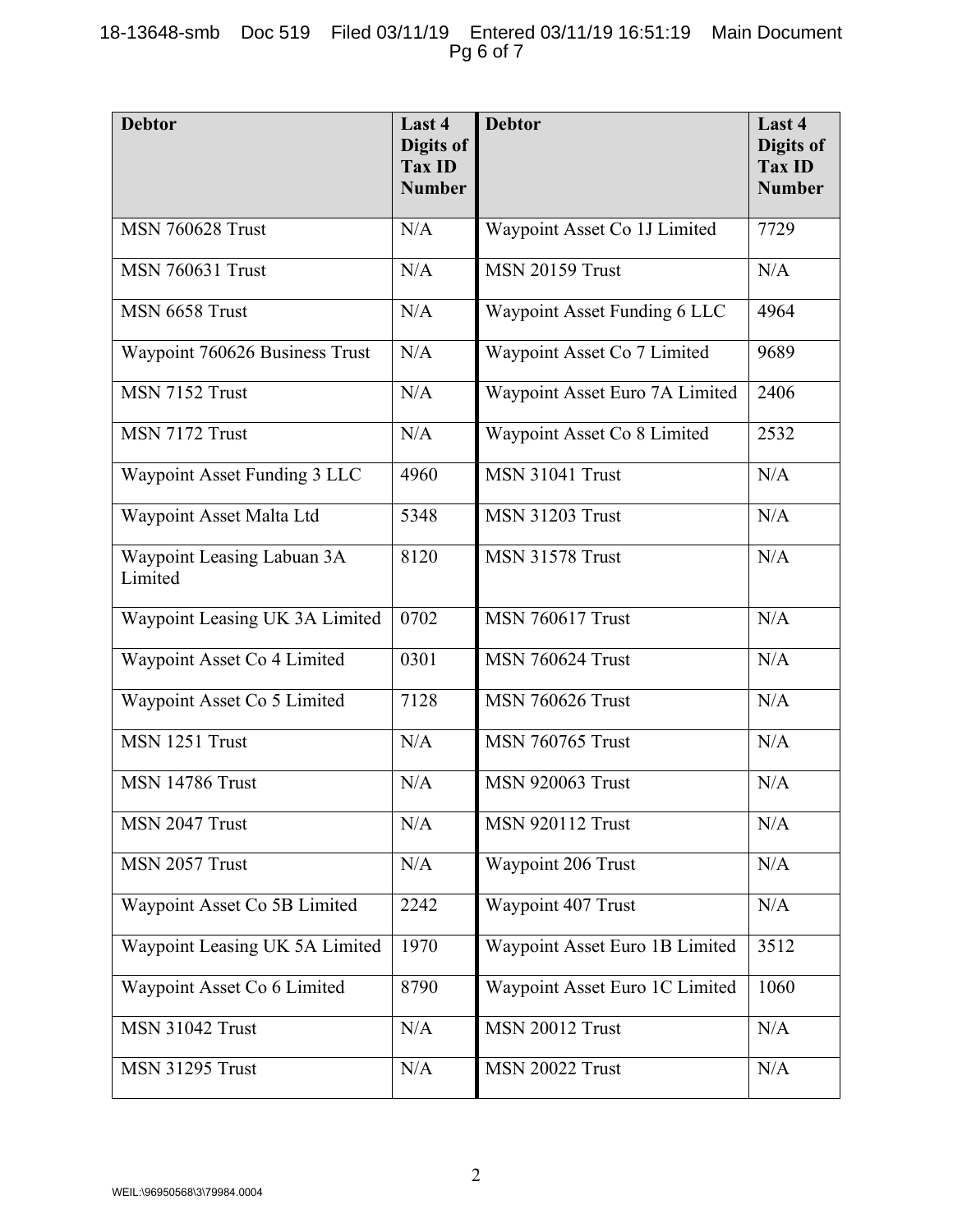| Debtor | Last 4 Digits of Tax ID Number | Debtor | Last 4 Digits of Tax ID Number |
|---|---|---|---|
| MSN 760628 Trust | N/A | Waypoint Asset Co 1J Limited | 7729 |
| MSN 760631 Trust | N/A | MSN 20159 Trust | N/A |
| MSN 6658 Trust | N/A | Waypoint Asset Funding 6 LLC | 4964 |
| Waypoint 760626 Business Trust | N/A | Waypoint Asset Co 7 Limited | 9689 |
| MSN 7152 Trust | N/A | Waypoint Asset Euro 7A Limited | 2406 |
| MSN 7172 Trust | N/A | Waypoint Asset Co 8 Limited | 2532 |
| Waypoint Asset Funding 3 LLC | 4960 | MSN 31041 Trust | N/A |
| Waypoint Asset Malta Ltd | 5348 | MSN 31203 Trust | N/A |
| Waypoint Leasing Labuan 3A Limited | 8120 | MSN 31578 Trust | N/A |
| Waypoint Leasing UK 3A Limited | 0702 | MSN 760617 Trust | N/A |
| Waypoint Asset Co 4 Limited | 0301 | MSN 760624 Trust | N/A |
| Waypoint Asset Co 5 Limited | 7128 | MSN 760626 Trust | N/A |
| MSN 1251 Trust | N/A | MSN 760765 Trust | N/A |
| MSN 14786 Trust | N/A | MSN 920063 Trust | N/A |
| MSN 2047 Trust | N/A | MSN 920112 Trust | N/A |
| MSN 2057 Trust | N/A | Waypoint 206 Trust | N/A |
| Waypoint Asset Co 5B Limited | 2242 | Waypoint 407 Trust | N/A |
| Waypoint Leasing UK 5A Limited | 1970 | Waypoint Asset Euro 1B Limited | 3512 |
| Waypoint Asset Co 6 Limited | 8790 | Waypoint Asset Euro 1C Limited | 1060 |
| MSN 31042 Trust | N/A | MSN 20012 Trust | N/A |
| MSN 31295 Trust | N/A | MSN 20022 Trust | N/A |

WEIL:\96950568\3\79984.0004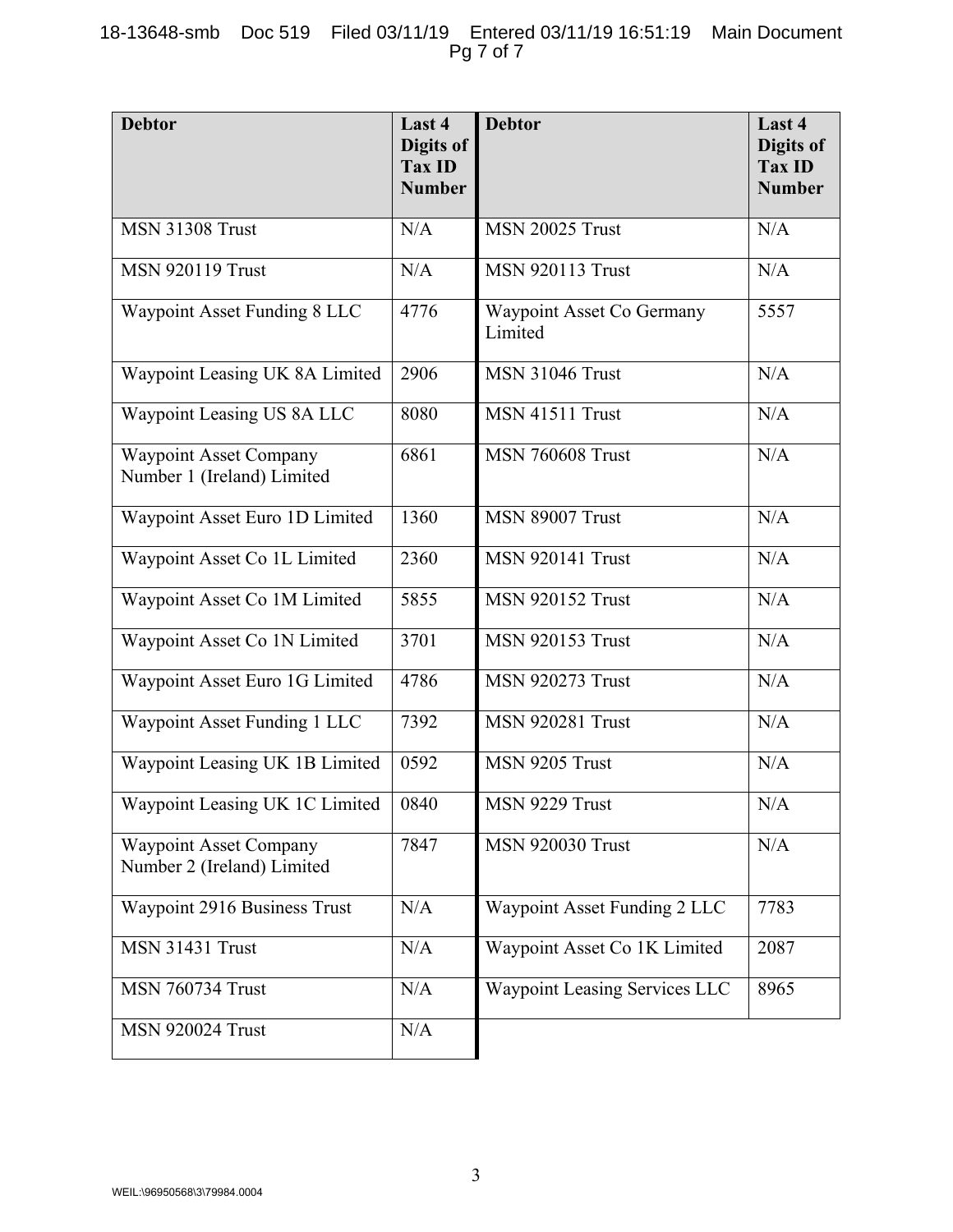| Debtor | Last 4 Digits of Tax ID Number | Debtor | Last 4 Digits of Tax ID Number |
|---|---|---|---|
| MSN 31308 Trust | N/A | MSN 20025 Trust | N/A |
| MSN 920119 Trust | N/A | MSN 920113 Trust | N/A |
| Waypoint Asset Funding 8 LLC | 4776 | Waypoint Asset Co Germany Limited | 5557 |
| Waypoint Leasing UK 8A Limited | 2906 | MSN 31046 Trust | N/A |
| Waypoint Leasing US 8A LLC | 8080 | MSN 41511 Trust | N/A |
| Waypoint Asset Company Number 1 (Ireland) Limited | 6861 | MSN 760608 Trust | N/A |
| Waypoint Asset Euro 1D Limited | 1360 | MSN 89007 Trust | N/A |
| Waypoint Asset Co 1L Limited | 2360 | MSN 920141 Trust | N/A |
| Waypoint Asset Co 1M Limited | 5855 | MSN 920152 Trust | N/A |
| Waypoint Asset Co 1N Limited | 3701 | MSN 920153 Trust | N/A |
| Waypoint Asset Euro 1G Limited | 4786 | MSN 920273 Trust | N/A |
| Waypoint Asset Funding 1 LLC | 7392 | MSN 920281 Trust | N/A |
| Waypoint Leasing UK 1B Limited | 0592 | MSN 9205 Trust | N/A |
| Waypoint Leasing UK 1C Limited | 0840 | MSN 9229 Trust | N/A |
| Waypoint Asset Company Number 2 (Ireland) Limited | 7847 | MSN 920030 Trust | N/A |
| Waypoint 2916 Business Trust | N/A | Waypoint Asset Funding 2 LLC | 7783 |
| MSN 31431 Trust | N/A | Waypoint Asset Co 1K Limited | 2087 |
| MSN 760734 Trust | N/A | Waypoint Leasing Services LLC | 8965 |
| MSN 920024 Trust | N/A | | |

WEIL:\96950568\3\79984.0004